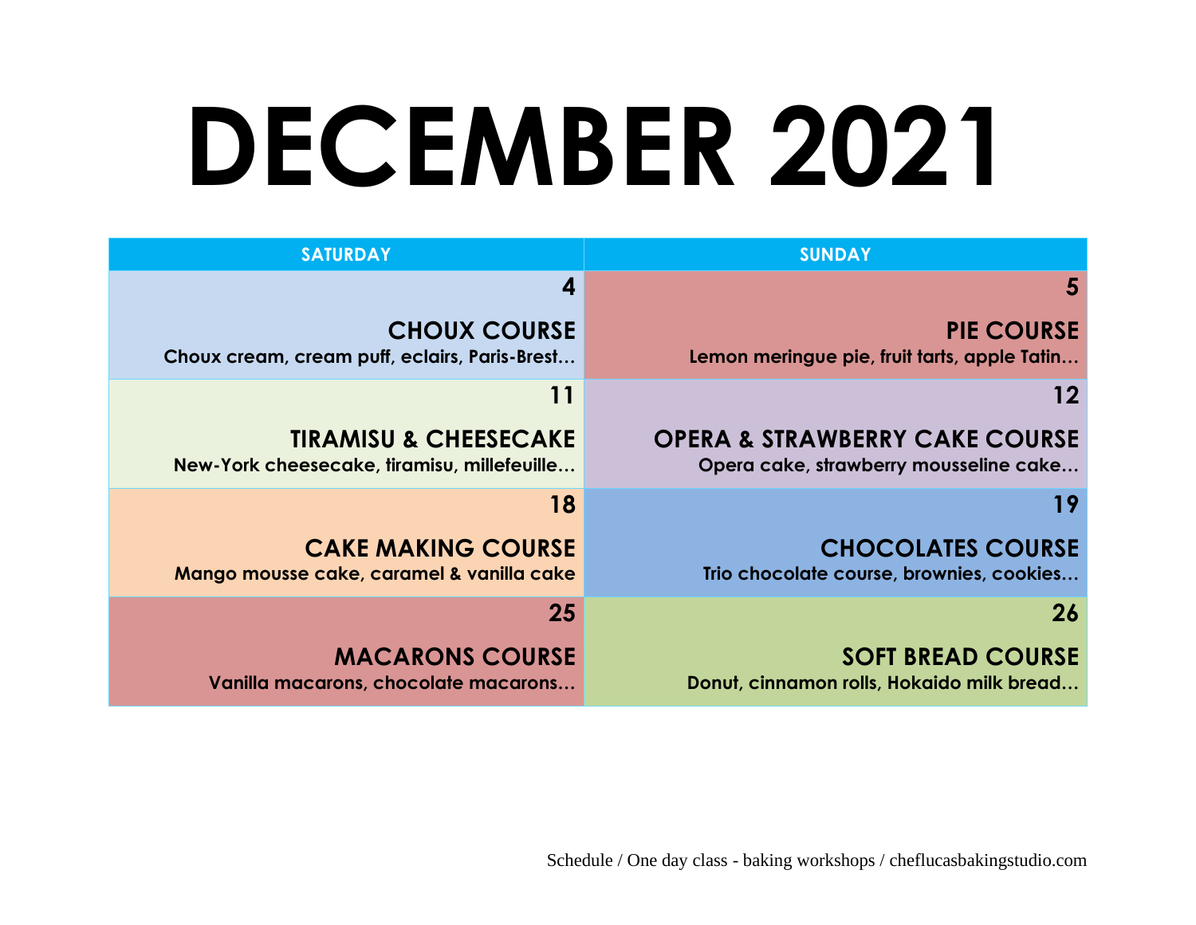# DECEMBER 2021

| SATURDAY | SUNDAY |
| --- | --- |
| **4**<br>**CHOUX COURSE**<br>**Choux cream, cream puff, eclairs, Paris-Brest…** | **5**<br>**PIE COURSE**<br>**Lemon meringue pie, fruit tarts, apple Tatin…** |
| **11**<br>**TIRAMISU & CHEESECAKE**<br>**New-York cheesecake, tiramisu, millefeuille…** | **12**<br>**OPERA & STRAWBERRY CAKE COURSE**<br>**Opera cake, strawberry mousseline cake…** |
| **18**<br>**CAKE MAKING COURSE**<br>**Mango mousse cake, caramel & vanilla cake** | **19**<br>**CHOCOLATES COURSE**<br>**Trio chocolate course, brownies, cookies…** |
| **25**<br>**MACARONS COURSE**<br>**Vanilla macarons, chocolate macarons…** | **26**<br>**SOFT BREAD COURSE**<br>**Donut, cinnamon rolls, Hokaido milk bread…** |

Schedule / One day class - baking workshops / cheflucasbakingstudio.com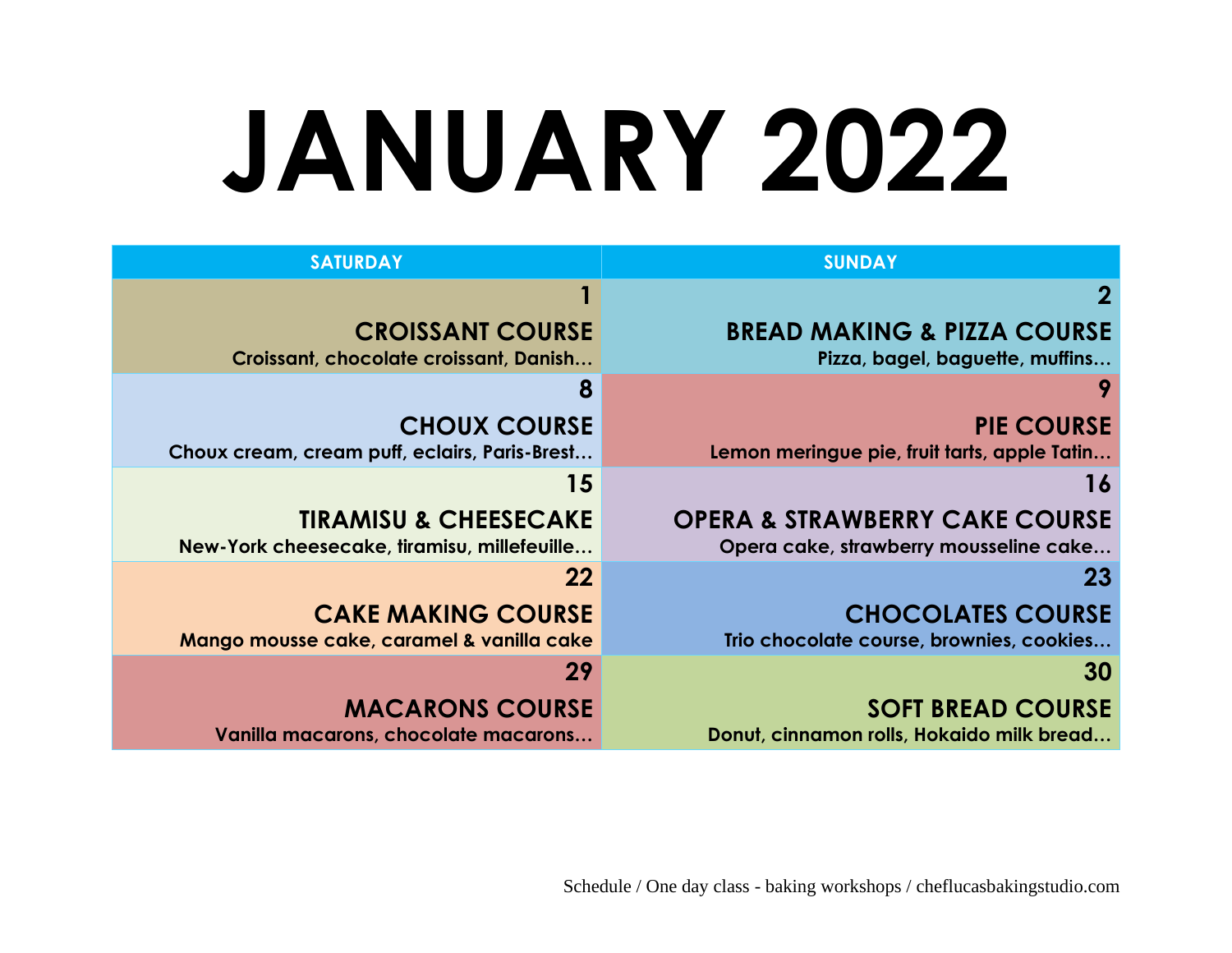# JANUARY 2022

| SATURDAY | SUNDAY |
| --- | --- |
| **1**<br>**CROISSANT COURSE**<br>**Croissant, chocolate croissant, Danish…** | **2**<br>**BREAD MAKING & PIZZA COURSE**<br>**Pizza, bagel, baguette, muffins…** |
| **8**<br>**CHOUX COURSE**<br>**Choux cream, cream puff, eclairs, Paris-Brest…** | **9**<br>**PIE COURSE**<br>**Lemon meringue pie, fruit tarts, apple Tatin…** |
| **15**<br>**TIRAMISU & CHEESECAKE**<br>**New-York cheesecake, tiramisu, millefeuille…** | **16**<br>**OPERA & STRAWBERRY CAKE COURSE**<br>**Opera cake, strawberry mousseline cake…** |
| **22**<br>**CAKE MAKING COURSE**<br>**Mango mousse cake, caramel & vanilla cake** | **23**<br>**CHOCOLATES COURSE**<br>**Trio chocolate course, brownies, cookies…** |
| **29**<br>**MACARONS COURSE**<br>**Vanilla macarons, chocolate macarons…** | **30**<br>**SOFT BREAD COURSE**<br>**Donut, cinnamon rolls, Hokaido milk bread…** |

Schedule / One day class - baking workshops / cheflucasbakingstudio.com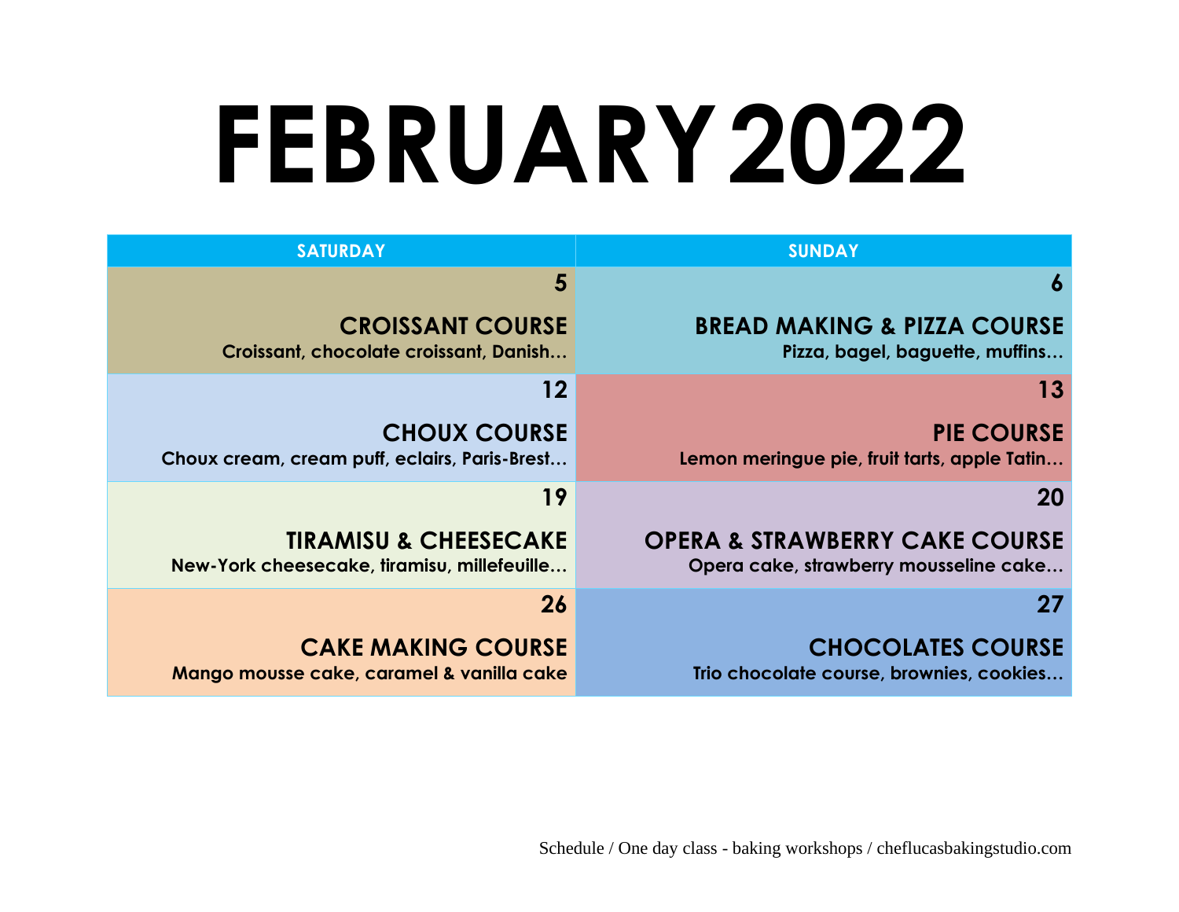# FEBRUARY 2022

| SATURDAY | SUNDAY |
| --- | --- |
| **5**<br>**CROISSANT COURSE**<br>**Croissant, chocolate croissant, Danish…** | **6**<br>**BREAD MAKING & PIZZA COURSE**<br>**Pizza, bagel, baguette, muffins…** |
| **12**<br>**CHOUX COURSE**<br>**Choux cream, cream puff, eclairs, Paris-Brest…** | **13**<br>**PIE COURSE**<br>**Lemon meringue pie, fruit tarts, apple Tatin…** |
| **19**<br>**TIRAMISU & CHEESECAKE**<br>**New-York cheesecake, tiramisu, millefeuille…** | **20**<br>**OPERA & STRAWBERRY CAKE COURSE**<br>**Opera cake, strawberry mousseline cake…** |
| **26**<br>**CAKE MAKING COURSE**<br>**Mango mousse cake, caramel & vanilla cake** | **27**<br>**CHOCOLATES COURSE**<br>**Trio chocolate course, brownies, cookies…** |

Schedule / One day class - baking workshops / cheflucasbakingstudio.com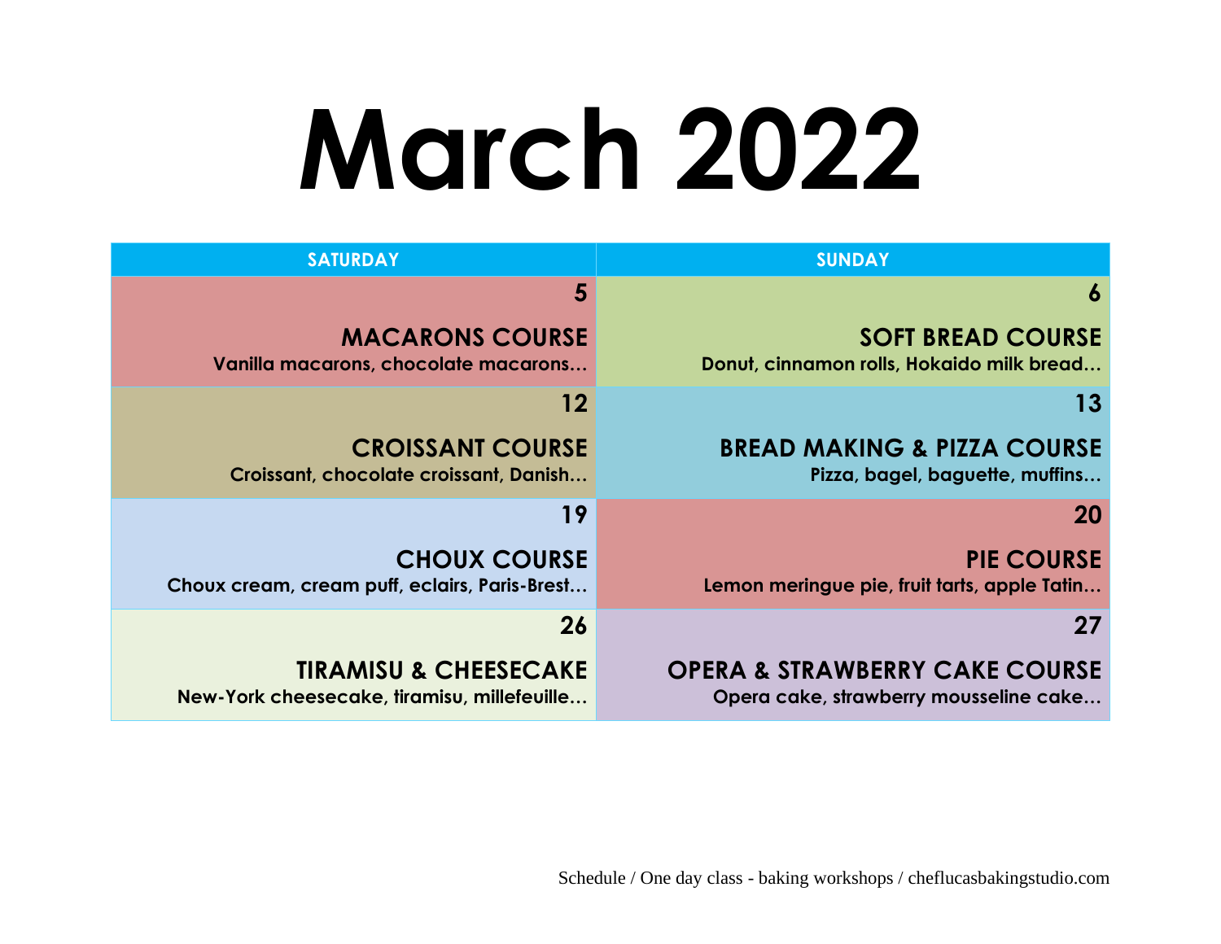# March 2022

| SATURDAY | SUNDAY |
| --- | --- |
| **5**<br>**MACARONS COURSE**<br>**Vanilla macarons, chocolate macarons…** | **6**<br>**SOFT BREAD COURSE**<br>**Donut, cinnamon rolls, Hokaido milk bread…** |
| **12**<br>**CROISSANT COURSE**<br>**Croissant, chocolate croissant, Danish…** | **13**<br>**BREAD MAKING & PIZZA COURSE**<br>**Pizza, bagel, baguette, muffins…** |
| **19**<br>**CHOUX COURSE**<br>**Choux cream, cream puff, eclairs, Paris-Brest…** | **20**<br>**PIE COURSE**<br>**Lemon meringue pie, fruit tarts, apple Tatin…** |
| **26**<br>**TIRAMISU & CHEESECAKE**<br>**New-York cheesecake, tiramisu, millefeuille…** | **27**<br>**OPERA & STRAWBERRY CAKE COURSE**<br>**Opera cake, strawberry mousseline cake…** |

Schedule / One day class - baking workshops / cheflucasbakingstudio.com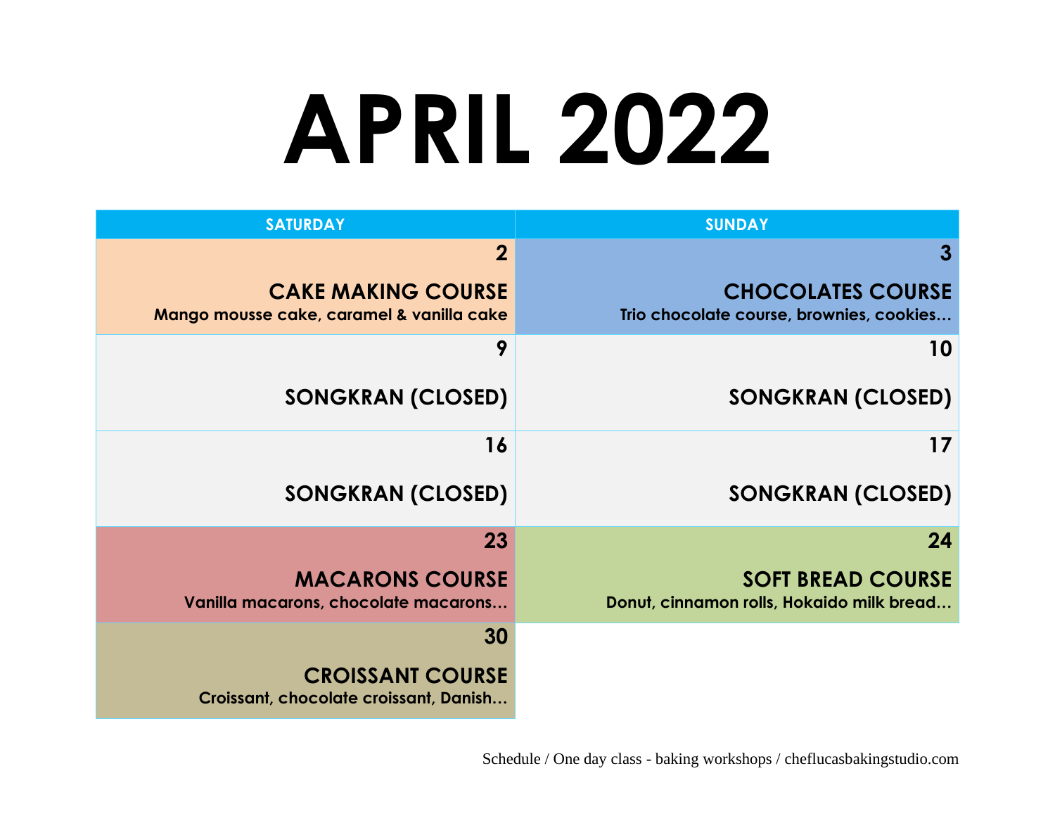# APRIL 2022

| SATURDAY | SUNDAY |
| --- | --- |
| **2**<br>**CAKE MAKING COURSE**<br>**Mango mousse cake, caramel & vanilla cake** | **3**<br>**CHOCOLATES COURSE**<br>**Trio chocolate course, brownies, cookies…** |
| **9**<br>**SONGKRAN (CLOSED)** | **10**<br>**SONGKRAN (CLOSED)** |
| **16**<br>**SONGKRAN (CLOSED)** | **17**<br>**SONGKRAN (CLOSED)** |
| **23**<br>**MACARONS COURSE**<br>**Vanilla macarons, chocolate macarons…** | **24**<br>**SOFT BREAD COURSE**<br>**Donut, cinnamon rolls, Hokaido milk bread…** |
| **30**<br>**CROISSANT COURSE**<br>**Croissant, chocolate croissant, Danish…** | |

Schedule / One day class - baking workshops / cheflucasbakingstudio.com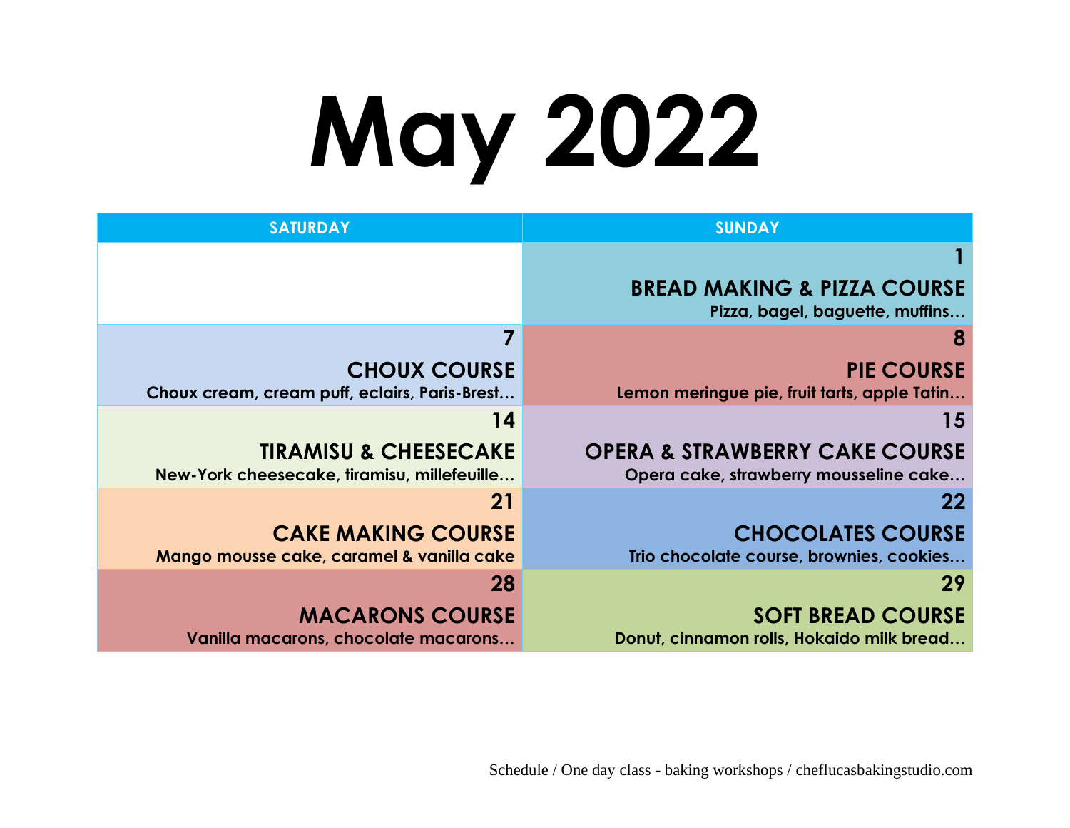# May 2022

| SATURDAY | SUNDAY |
|---|---|
| | **1**<br>**BREAD MAKING & PIZZA COURSE**<br>**Pizza, bagel, baguette, muffins…** |
| **7**<br>**CHOUX COURSE**<br>**Choux cream, cream puff, eclairs, Paris-Brest…** | **8**<br>**PIE COURSE**<br>**Lemon meringue pie, fruit tarts, apple Tatin…** |
| **14**<br>**TIRAMISU & CHEESECAKE**<br>**New-York cheesecake, tiramisu, millefeuille…** | **15**<br>**OPERA & STRAWBERRY CAKE COURSE**<br>**Opera cake, strawberry mousseline cake…** |
| **21**<br>**CAKE MAKING COURSE**<br>**Mango mousse cake, caramel & vanilla cake** | **22**<br>**CHOCOLATES COURSE**<br>**Trio chocolate course, brownies, cookies…** |
| **28**<br>**MACARONS COURSE**<br>**Vanilla macarons, chocolate macarons…** | **29**<br>**SOFT BREAD COURSE**<br>**Donut, cinnamon rolls, Hokaido milk bread…** |

Schedule / One day class - baking workshops / cheflucasbakingstudio.com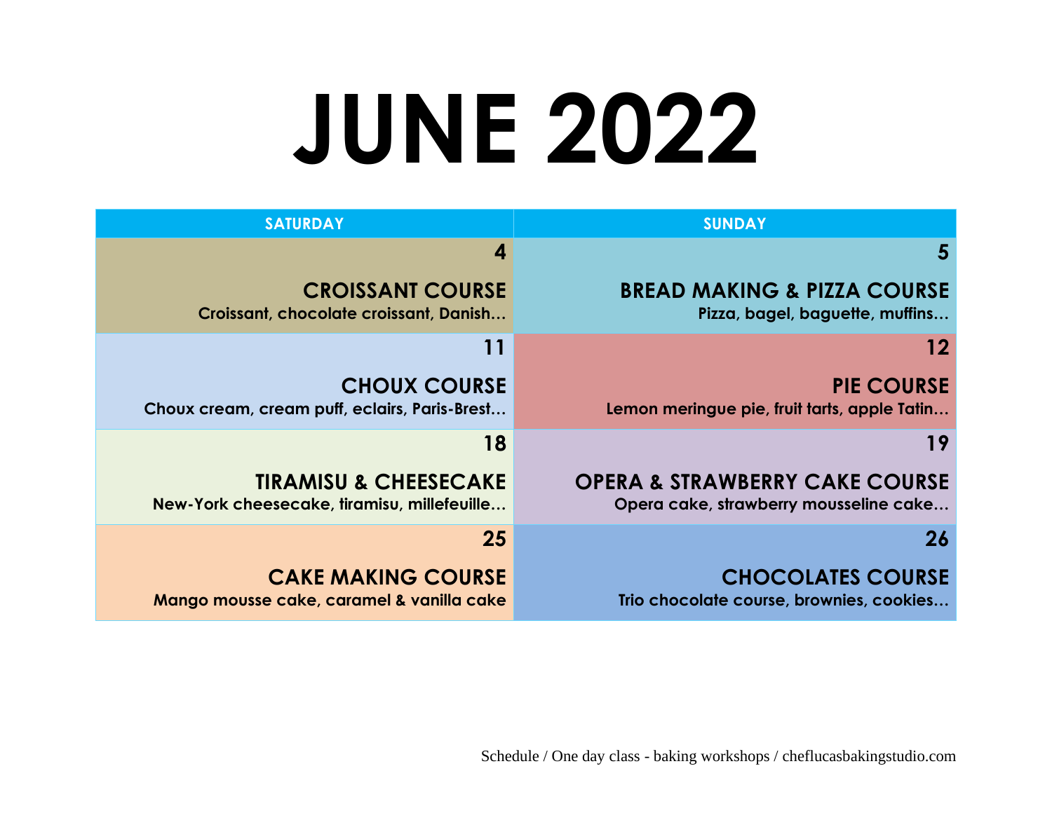# JUNE 2022

| SATURDAY | SUNDAY |
| --- | --- |
| **4**<br>**CROISSANT COURSE**<br>**Croissant, chocolate croissant, Danish…** | **5**<br>**BREAD MAKING & PIZZA COURSE**<br>**Pizza, bagel, baguette, muffins…** |
| **11**<br>**CHOUX COURSE**<br>**Choux cream, cream puff, eclairs, Paris-Brest…** | **12**<br>**PIE COURSE**<br>**Lemon meringue pie, fruit tarts, apple Tatin…** |
| **18**<br>**TIRAMISU & CHEESECAKE**<br>**New-York cheesecake, tiramisu, millefeuille…** | **19**<br>**OPERA & STRAWBERRY CAKE COURSE**<br>**Opera cake, strawberry mousseline cake…** |
| **25**<br>**CAKE MAKING COURSE**<br>**Mango mousse cake, caramel & vanilla cake** | **26**<br>**CHOCOLATES COURSE**<br>**Trio chocolate course, brownies, cookies…** |

Schedule / One day class - baking workshops / cheflucasbakingstudio.com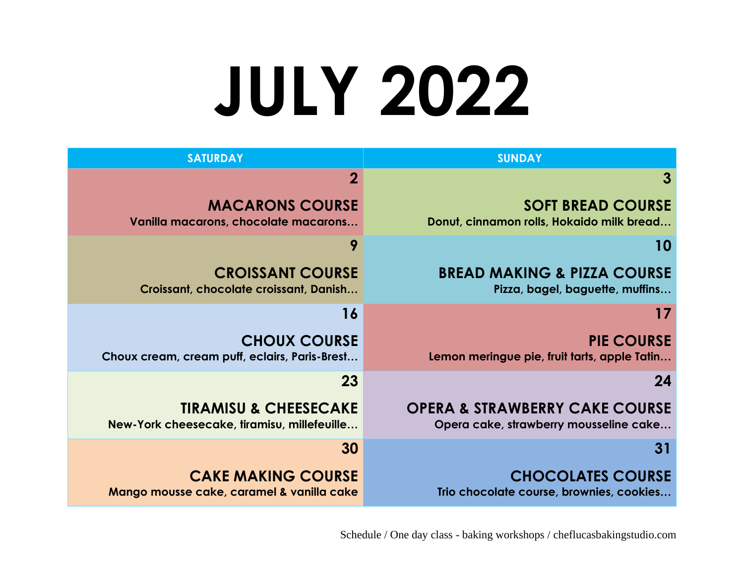# JULY 2022

| SATURDAY | SUNDAY |
|---|---|
| **2**<br>**MACARONS COURSE**<br>**Vanilla macarons, chocolate macarons…** | **3**<br>**SOFT BREAD COURSE**<br>**Donut, cinnamon rolls, Hokaido milk bread…** |
| **9**<br>**CROISSANT COURSE**<br>**Croissant, chocolate croissant, Danish…** | **10**<br>**BREAD MAKING & PIZZA COURSE**<br>**Pizza, bagel, baguette, muffins…** |
| **16**<br>**CHOUX COURSE**<br>**Choux cream, cream puff, eclairs, Paris-Brest…** | **17**<br>**PIE COURSE**<br>**Lemon meringue pie, fruit tarts, apple Tatin…** |
| **23**<br>**TIRAMISU & CHEESECAKE**<br>**New-York cheesecake, tiramisu, millefeuille…** | **24**<br>**OPERA & STRAWBERRY CAKE COURSE**<br>**Opera cake, strawberry mousseline cake…** |
| **30**<br>**CAKE MAKING COURSE**<br>**Mango mousse cake, caramel & vanilla cake** | **31**<br>**CHOCOLATES COURSE**<br>**Trio chocolate course, brownies, cookies…** |

Schedule / One day class - baking workshops / cheflucasbakingstudio.com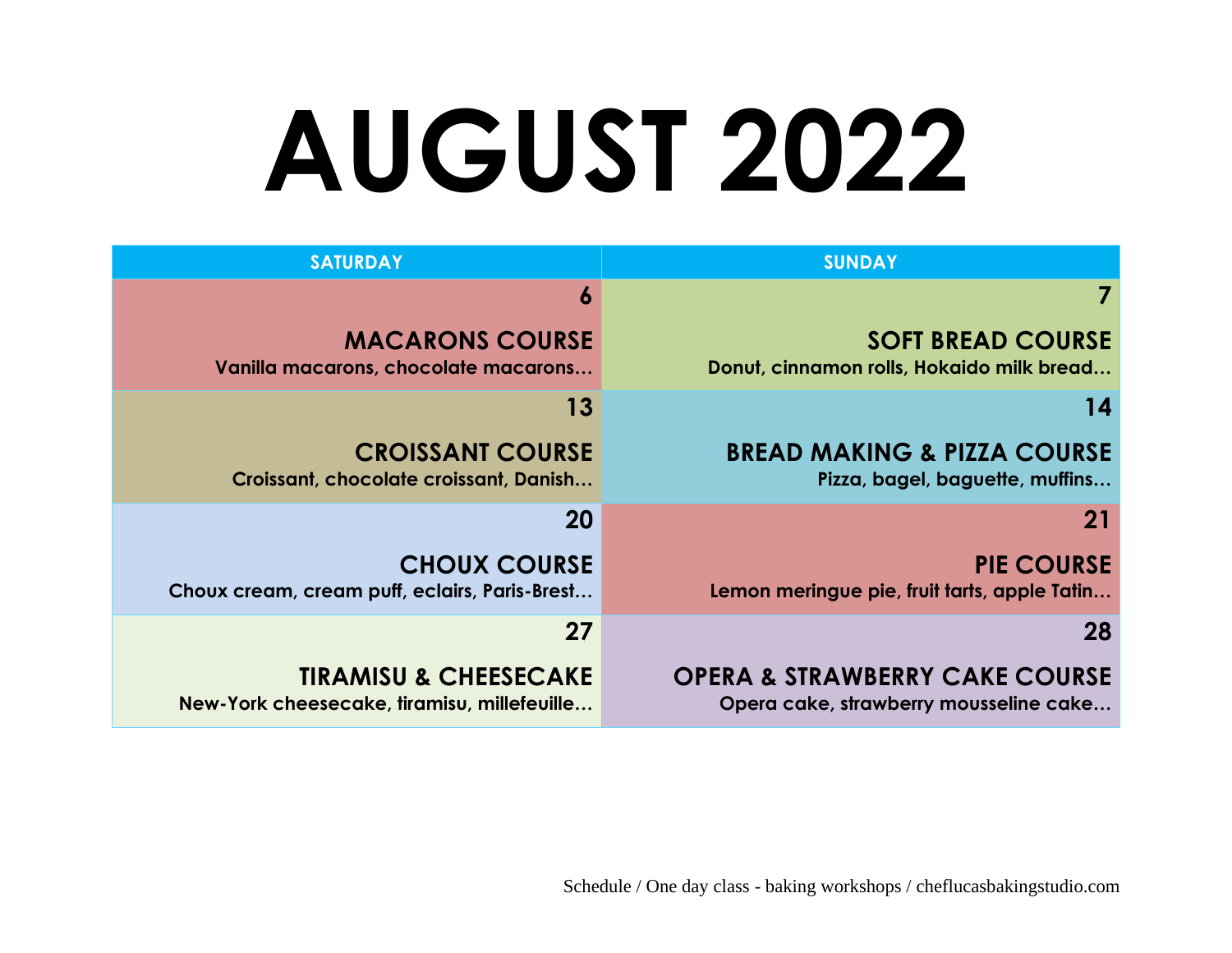# AUGUST 2022

| SATURDAY | SUNDAY |
| --- | --- |
| **6**<br>**MACARONS COURSE**<br>**Vanilla macarons, chocolate macarons…** | **7**<br>**SOFT BREAD COURSE**<br>**Donut, cinnamon rolls, Hokaido milk bread…** |
| **13**<br>**CROISSANT COURSE**<br>**Croissant, chocolate croissant, Danish…** | **14**<br>**BREAD MAKING & PIZZA COURSE**<br>**Pizza, bagel, baguette, muffins…** |
| **20**<br>**CHOUX COURSE**<br>**Choux cream, cream puff, eclairs, Paris-Brest…** | **21**<br>**PIE COURSE**<br>**Lemon meringue pie, fruit tarts, apple Tatin…** |
| **27**<br>**TIRAMISU & CHEESECAKE**<br>**New-York cheesecake, tiramisu, millefeuille…** | **28**<br>**OPERA & STRAWBERRY CAKE COURSE**<br>**Opera cake, strawberry mousseline cake…** |

Schedule / One day class - baking workshops / cheflucasbakingstudio.com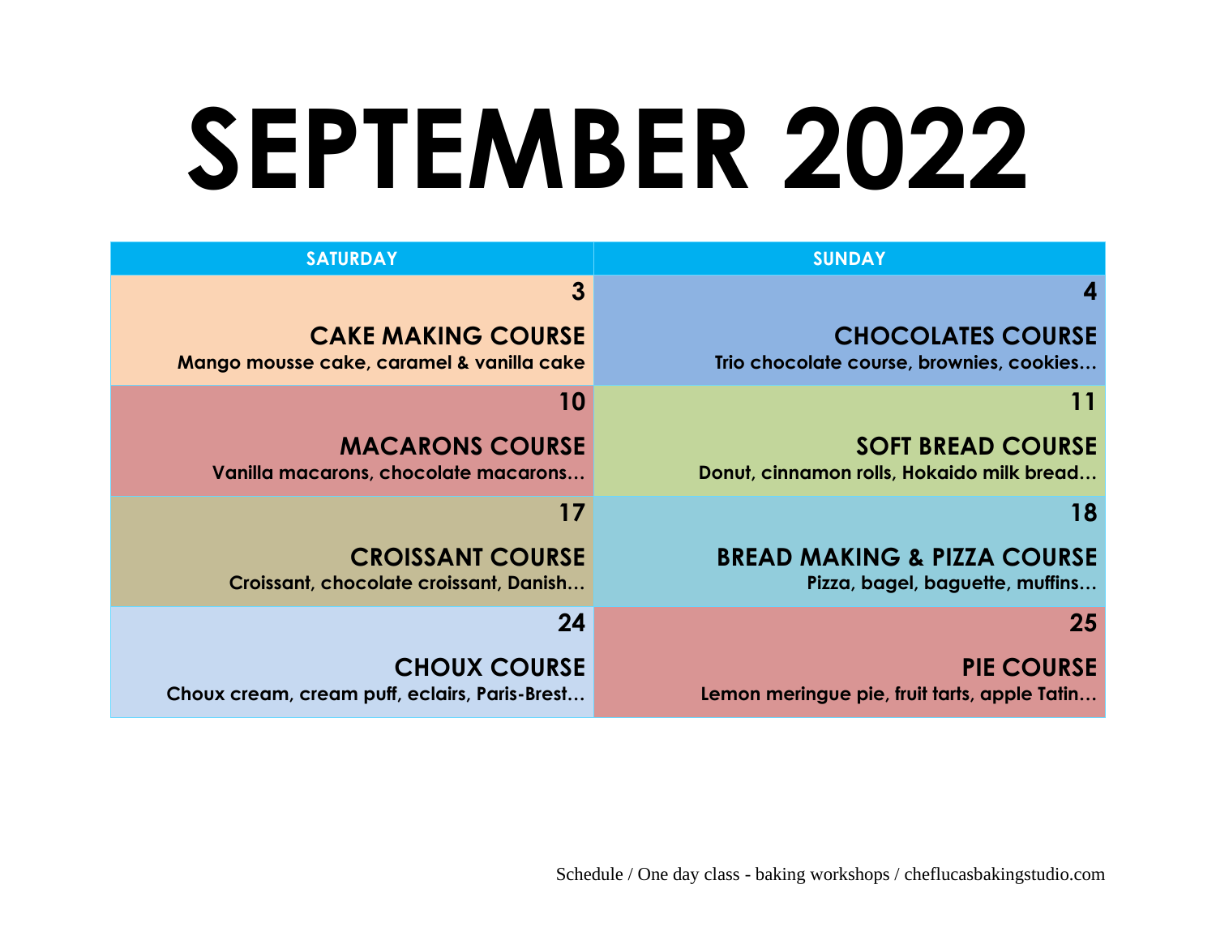# SEPTEMBER 2022

| SATURDAY | SUNDAY |
| --- | --- |
| **3**<br>**CAKE MAKING COURSE**<br>**Mango mousse cake, caramel & vanilla cake** | **4**<br>**CHOCOLATES COURSE**<br>**Trio chocolate course, brownies, cookies…** |
| **10**<br>**MACARONS COURSE**<br>**Vanilla macarons, chocolate macarons…** | **11**<br>**SOFT BREAD COURSE**<br>**Donut, cinnamon rolls, Hokaido milk bread…** |
| **17**<br>**CROISSANT COURSE**<br>**Croissant, chocolate croissant, Danish…** | **18**<br>**BREAD MAKING & PIZZA COURSE**<br>**Pizza, bagel, baguette, muffins…** |
| **24**<br>**CHOUX COURSE**<br>**Choux cream, cream puff, eclairs, Paris-Brest…** | **25**<br>**PIE COURSE**<br>**Lemon meringue pie, fruit tarts, apple Tatin…** |

Schedule / One day class - baking workshops / cheflucasbakingstudio.com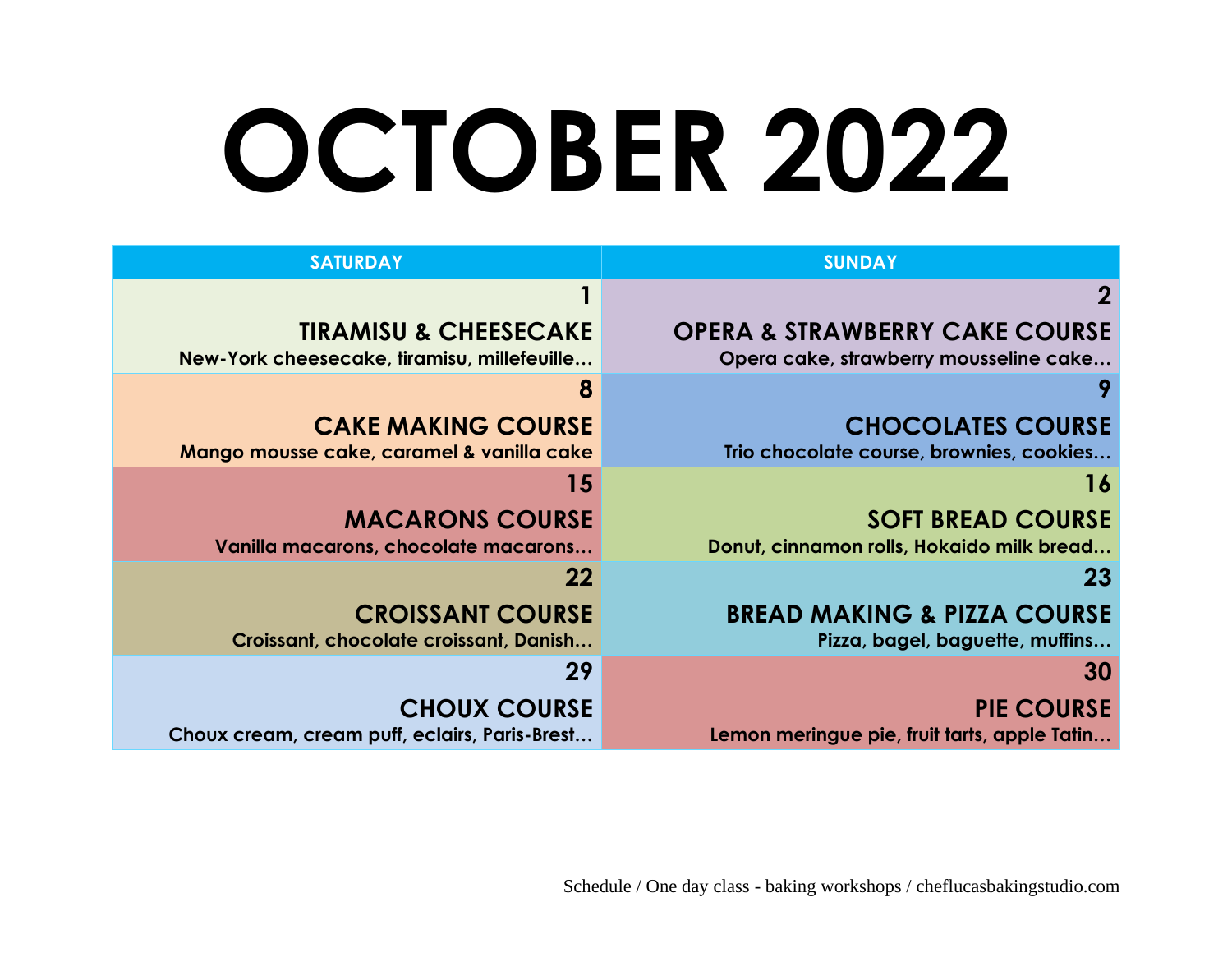# OCTOBER 2022

| SATURDAY | SUNDAY |
| --- | --- |
| **1**<br>**TIRAMISU & CHEESECAKE**<br>New-York cheesecake, tiramisu, millefeuille… | **2**<br>**OPERA & STRAWBERRY CAKE COURSE**<br>Opera cake, strawberry mousseline cake… |
| **8**<br>**CAKE MAKING COURSE**<br>Mango mousse cake, caramel & vanilla cake | **9**<br>**CHOCOLATES COURSE**<br>Trio chocolate course, brownies, cookies… |
| **15**<br>**MACARONS COURSE**<br>Vanilla macarons, chocolate macarons… | **16**<br>**SOFT BREAD COURSE**<br>Donut, cinnamon rolls, Hokaido milk bread… |
| **22**<br>**CROISSANT COURSE**<br>Croissant, chocolate croissant, Danish… | **23**<br>**BREAD MAKING & PIZZA COURSE**<br>Pizza, bagel, baguette, muffins… |
| **29**<br>**CHOUX COURSE**<br>Choux cream, cream puff, eclairs, Paris-Brest… | **30**<br>**PIE COURSE**<br>Lemon meringue pie, fruit tarts, apple Tatin… |

Schedule / One day class - baking workshops / cheflucasbakingstudio.com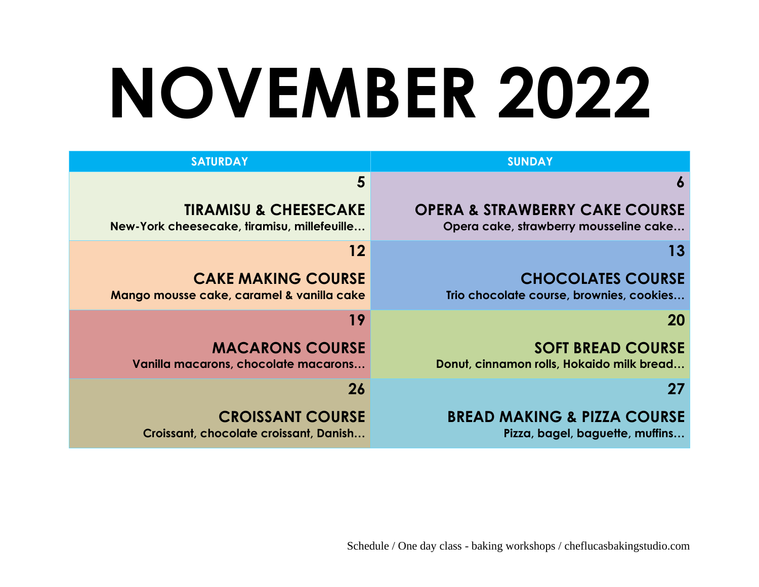# NOVEMBER 2022

| SATURDAY | SUNDAY |
|---|---|
| **5**<br>**TIRAMISU & CHEESECAKE**<br>**New-York cheesecake, tiramisu, millefeuille…** | **6**<br>**OPERA & STRAWBERRY CAKE COURSE**<br>**Opera cake, strawberry mousseline cake…** |
| **12**<br>**CAKE MAKING COURSE**<br>**Mango mousse cake, caramel & vanilla cake** | **13**<br>**CHOCOLATES COURSE**<br>**Trio chocolate course, brownies, cookies…** |
| **19**<br>**MACARONS COURSE**<br>**Vanilla macarons, chocolate macarons…** | **20**<br>**SOFT BREAD COURSE**<br>**Donut, cinnamon rolls, Hokaido milk bread…** |
| **26**<br>**CROISSANT COURSE**<br>**Croissant, chocolate croissant, Danish…** | **27**<br>**BREAD MAKING & PIZZA COURSE**<br>**Pizza, bagel, baguette, muffins…** |

Schedule / One day class - baking workshops / cheflucasbakingstudio.com